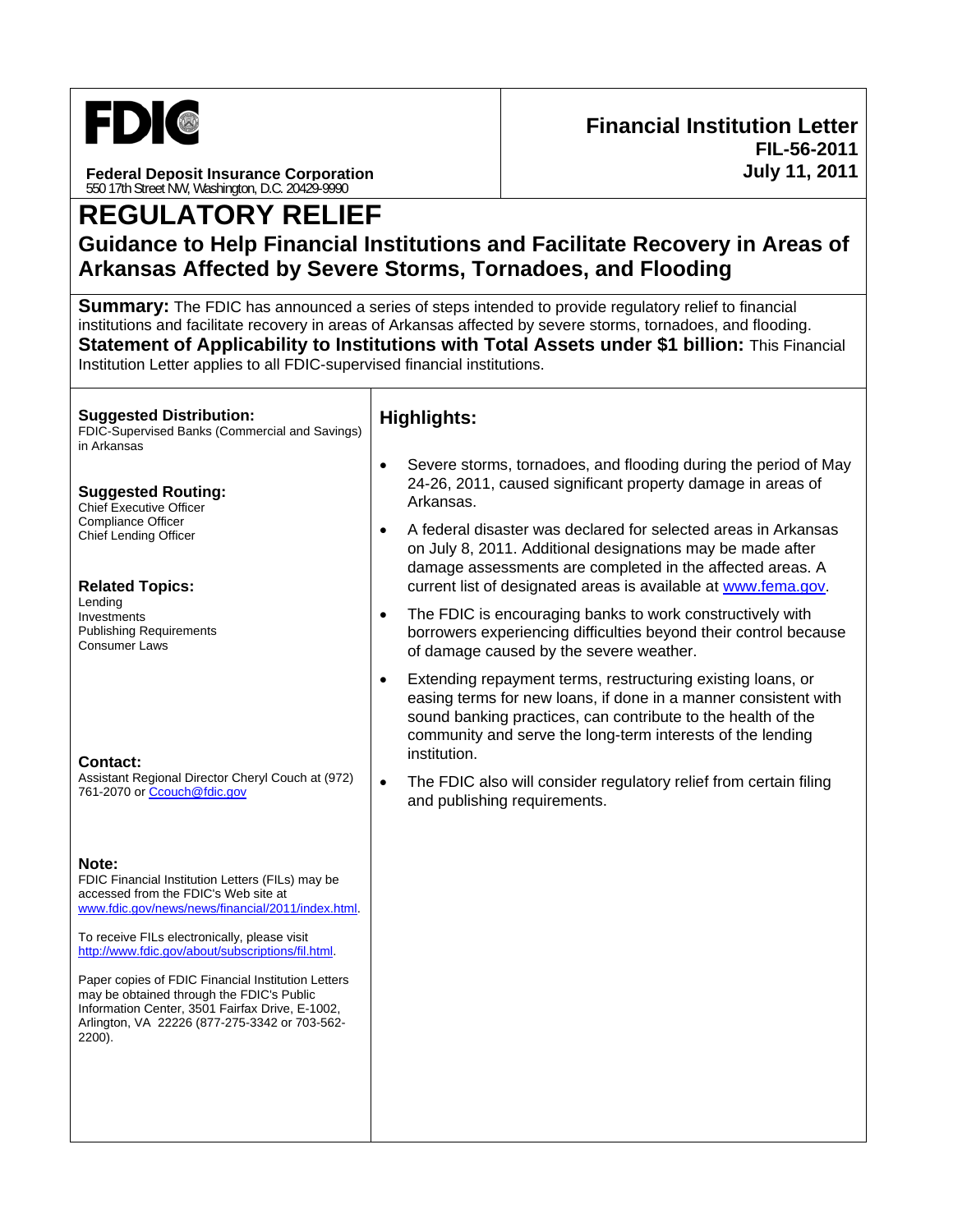**FDIC**

**Federal Deposit Insurance Corporation**
550 17th Street NW, Washington, D.C. 20429-9990

**Financial Institution Letter**
**FIL-56-2011**
**July 11, 2011**

# REGULATORY RELIEF

## Guidance to Help Financial Institutions and Facilitate Recovery in Areas of Arkansas Affected by Severe Storms, Tornadoes, and Flooding

**Summary:** The FDIC has announced a series of steps intended to provide regulatory relief to financial institutions and facilitate recovery in areas of Arkansas affected by severe storms, tornadoes, and flooding.

**Statement of Applicability to Institutions with Total Assets under $1 billion:** This Financial Institution Letter applies to all FDIC-supervised financial institutions.

**Suggested Distribution:**
FDIC-Supervised Banks (Commercial and Savings) in Arkansas

**Suggested Routing:**
Chief Executive Officer
Compliance Officer
Chief Lending Officer

**Related Topics:**
Lending
Investments
Publishing Requirements
Consumer Laws

**Contact:**
Assistant Regional Director Cheryl Couch at (972) 761-2070 or Ccouch@fdic.gov

**Note:**
FDIC Financial Institution Letters (FILs) may be accessed from the FDIC's Web site at www.fdic.gov/news/news/financial/2011/index.html.

To receive FILs electronically, please visit http://www.fdic.gov/about/subscriptions/fil.html.

Paper copies of FDIC Financial Institution Letters may be obtained through the FDIC's Public Information Center, 3501 Fairfax Drive, E-1002, Arlington, VA 22226 (877-275-3342 or 703-562-2200).

### Highlights:

- Severe storms, tornadoes, and flooding during the period of May 24-26, 2011, caused significant property damage in areas of Arkansas.
- A federal disaster was declared for selected areas in Arkansas on July 8, 2011. Additional designations may be made after damage assessments are completed in the affected areas. A current list of designated areas is available at www.fema.gov.
- The FDIC is encouraging banks to work constructively with borrowers experiencing difficulties beyond their control because of damage caused by the severe weather.
- Extending repayment terms, restructuring existing loans, or easing terms for new loans, if done in a manner consistent with sound banking practices, can contribute to the health of the community and serve the long-term interests of the lending institution.
- The FDIC also will consider regulatory relief from certain filing and publishing requirements.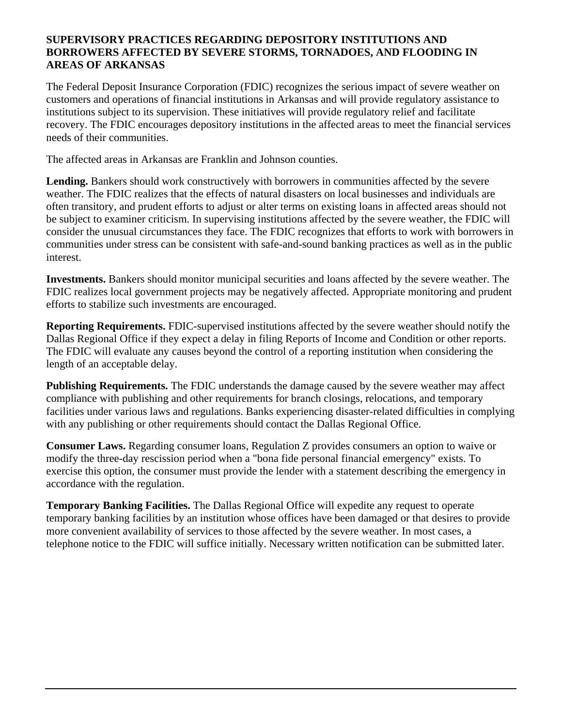**SUPERVISORY PRACTICES REGARDING DEPOSITORY INSTITUTIONS AND BORROWERS AFFECTED BY SEVERE STORMS, TORNADOES, AND FLOODING IN AREAS OF ARKANSAS**

The Federal Deposit Insurance Corporation (FDIC) recognizes the serious impact of severe weather on customers and operations of financial institutions in Arkansas and will provide regulatory assistance to institutions subject to its supervision. These initiatives will provide regulatory relief and facilitate recovery. The FDIC encourages depository institutions in the affected areas to meet the financial services needs of their communities.

The affected areas in Arkansas are Franklin and Johnson counties.

**Lending.** Bankers should work constructively with borrowers in communities affected by the severe weather. The FDIC realizes that the effects of natural disasters on local businesses and individuals are often transitory, and prudent efforts to adjust or alter terms on existing loans in affected areas should not be subject to examiner criticism. In supervising institutions affected by the severe weather, the FDIC will consider the unusual circumstances they face. The FDIC recognizes that efforts to work with borrowers in communities under stress can be consistent with safe-and-sound banking practices as well as in the public interest.

**Investments.** Bankers should monitor municipal securities and loans affected by the severe weather. The FDIC realizes local government projects may be negatively affected. Appropriate monitoring and prudent efforts to stabilize such investments are encouraged.

**Reporting Requirements.** FDIC-supervised institutions affected by the severe weather should notify the Dallas Regional Office if they expect a delay in filing Reports of Income and Condition or other reports. The FDIC will evaluate any causes beyond the control of a reporting institution when considering the length of an acceptable delay.

**Publishing Requirements.** The FDIC understands the damage caused by the severe weather may affect compliance with publishing and other requirements for branch closings, relocations, and temporary facilities under various laws and regulations. Banks experiencing disaster-related difficulties in complying with any publishing or other requirements should contact the Dallas Regional Office.

**Consumer Laws.** Regarding consumer loans, Regulation Z provides consumers an option to waive or modify the three-day rescission period when a "bona fide personal financial emergency" exists. To exercise this option, the consumer must provide the lender with a statement describing the emergency in accordance with the regulation.

**Temporary Banking Facilities.** The Dallas Regional Office will expedite any request to operate temporary banking facilities by an institution whose offices have been damaged or that desires to provide more convenient availability of services to those affected by the severe weather. In most cases, a telephone notice to the FDIC will suffice initially. Necessary written notification can be submitted later.